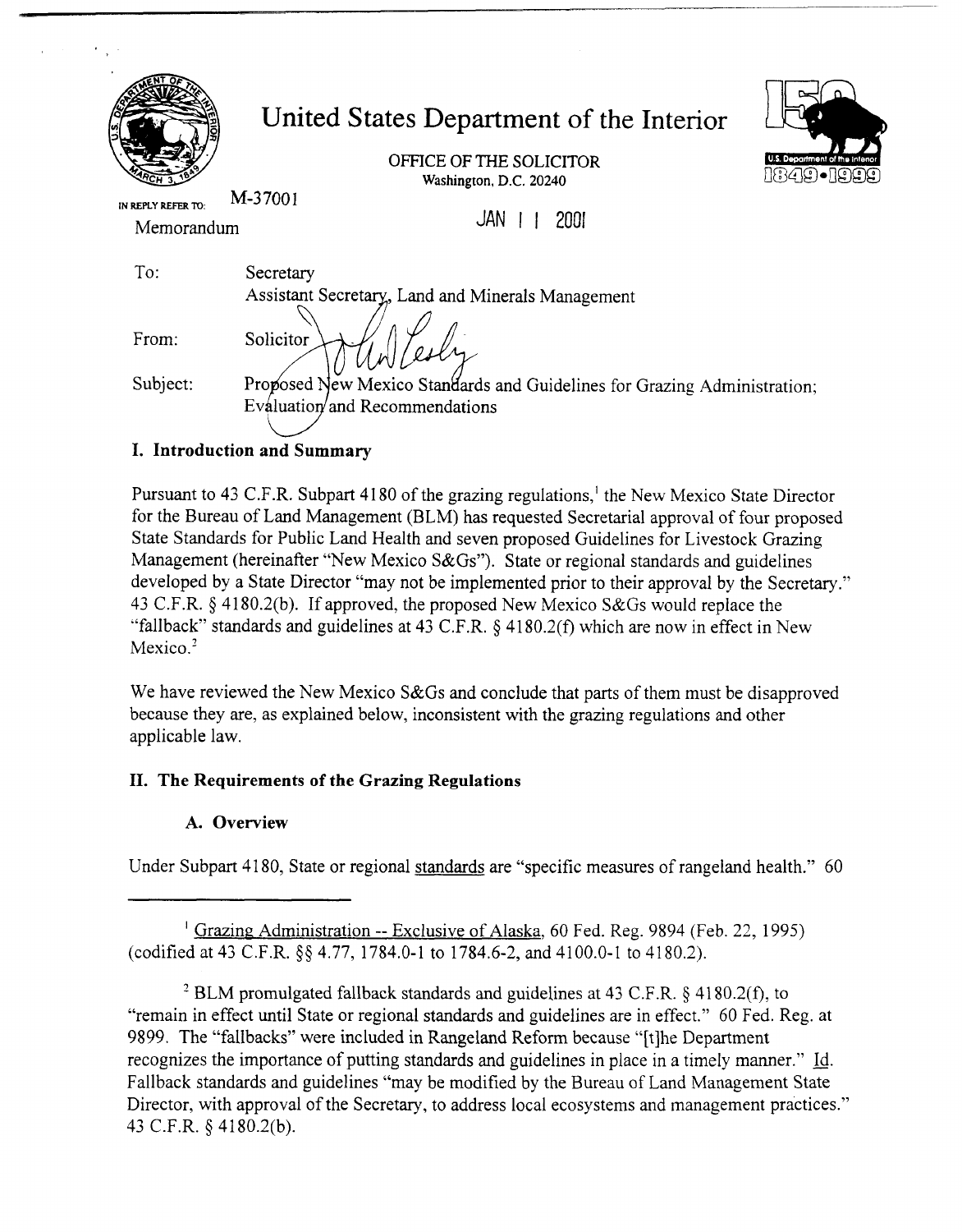# United States Department of the Interior

OFFICE OF THE SOLICITOR
Washington, D.C. 20240

IN REPLY REFER TO: M-37001

Memorandum

JAN 11 2001

To: Secretary
Assistant Secretary, Land and Minerals Management

From: Solicitor

Subject: Proposed New Mexico Standards and Guidelines for Grazing Administration; Evaluation and Recommendations

## I. Introduction and Summary

Pursuant to 43 C.F.R. Subpart 4180 of the grazing regulations,[1] the New Mexico State Director for the Bureau of Land Management (BLM) has requested Secretarial approval of four proposed State Standards for Public Land Health and seven proposed Guidelines for Livestock Grazing Management (hereinafter "New Mexico S&Gs"). State or regional standards and guidelines developed by a State Director "may not be implemented prior to their approval by the Secretary." 43 C.F.R. § 4180.2(b). If approved, the proposed New Mexico S&Gs would replace the "fallback" standards and guidelines at 43 C.F.R. § 4180.2(f) which are now in effect in New Mexico.[2]

We have reviewed the New Mexico S&Gs and conclude that parts of them must be disapproved because they are, as explained below, inconsistent with the grazing regulations and other applicable law.

## II. The Requirements of the Grazing Regulations

### A. Overview

Under Subpart 4180, State or regional standards are "specific measures of rangeland health." 60

---

[1] Grazing Administration -- Exclusive of Alaska, 60 Fed. Reg. 9894 (Feb. 22, 1995) (codified at 43 C.F.R. §§ 4.77, 1784.0-1 to 1784.6-2, and 4100.0-1 to 4180.2).

[2] BLM promulgated fallback standards and guidelines at 43 C.F.R. § 4180.2(f), to "remain in effect until State or regional standards and guidelines are in effect." 60 Fed. Reg. at 9899. The "fallbacks" were included in Rangeland Reform because "[t]he Department recognizes the importance of putting standards and guidelines in place in a timely manner." Id. Fallback standards and guidelines "may be modified by the Bureau of Land Management State Director, with approval of the Secretary, to address local ecosystems and management practices." 43 C.F.R. § 4180.2(b).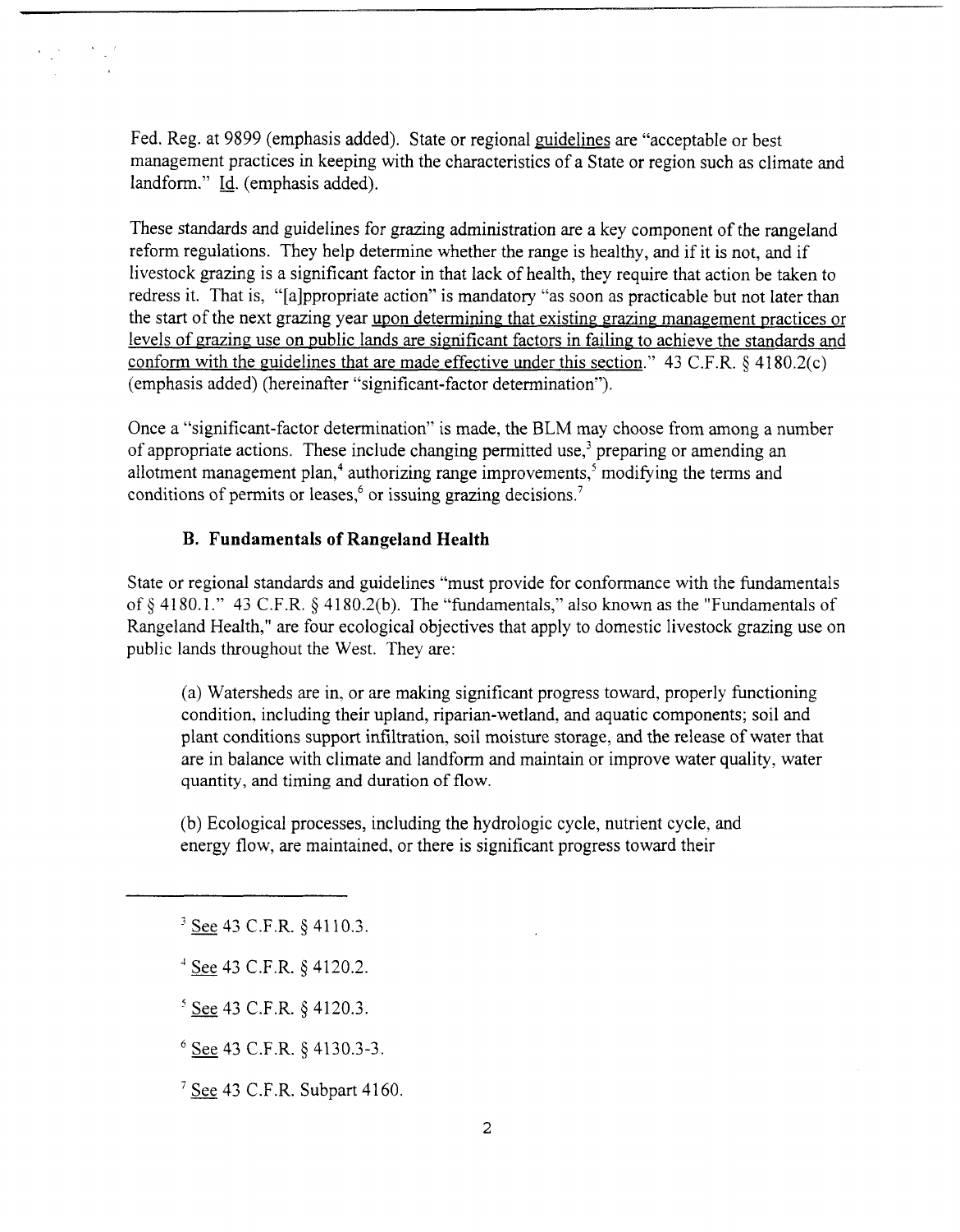Fed. Reg. at 9899 (emphasis added). State or regional guidelines are "acceptable or best management practices in keeping with the characteristics of a State or region such as climate and landform." Id. (emphasis added).

These standards and guidelines for grazing administration are a key component of the rangeland reform regulations. They help determine whether the range is healthy, and if it is not, and if livestock grazing is a significant factor in that lack of health, they require that action be taken to redress it. That is, "[a]ppropriate action" is mandatory "as soon as practicable but not later than the start of the next grazing year upon determining that existing grazing management practices or levels of grazing use on public lands are significant factors in failing to achieve the standards and conform with the guidelines that are made effective under this section." 43 C.F.R. § 4180.2(c) (emphasis added) (hereinafter "significant-factor determination").

Once a "significant-factor determination" is made, the BLM may choose from among a number of appropriate actions. These include changing permitted use,[3] preparing or amending an allotment management plan,[4] authorizing range improvements,[5] modifying the terms and conditions of permits or leases,[6] or issuing grazing decisions.[7]

### B. Fundamentals of Rangeland Health

State or regional standards and guidelines "must provide for conformance with the fundamentals of § 4180.1." 43 C.F.R. § 4180.2(b). The "fundamentals," also known as the "Fundamentals of Rangeland Health," are four ecological objectives that apply to domestic livestock grazing use on public lands throughout the West. They are:

> (a) Watersheds are in, or are making significant progress toward, properly functioning condition, including their upland, riparian-wetland, and aquatic components; soil and plant conditions support infiltration, soil moisture storage, and the release of water that are in balance with climate and landform and maintain or improve water quality, water quantity, and timing and duration of flow.
>
> (b) Ecological processes, including the hydrologic cycle, nutrient cycle, and energy flow, are maintained, or there is significant progress toward their

---

[3] See 43 C.F.R. § 4110.3.

[4] See 43 C.F.R. § 4120.2.

[5] See 43 C.F.R. § 4120.3.

[6] See 43 C.F.R. § 4130.3-3.

[7] See 43 C.F.R. Subpart 4160.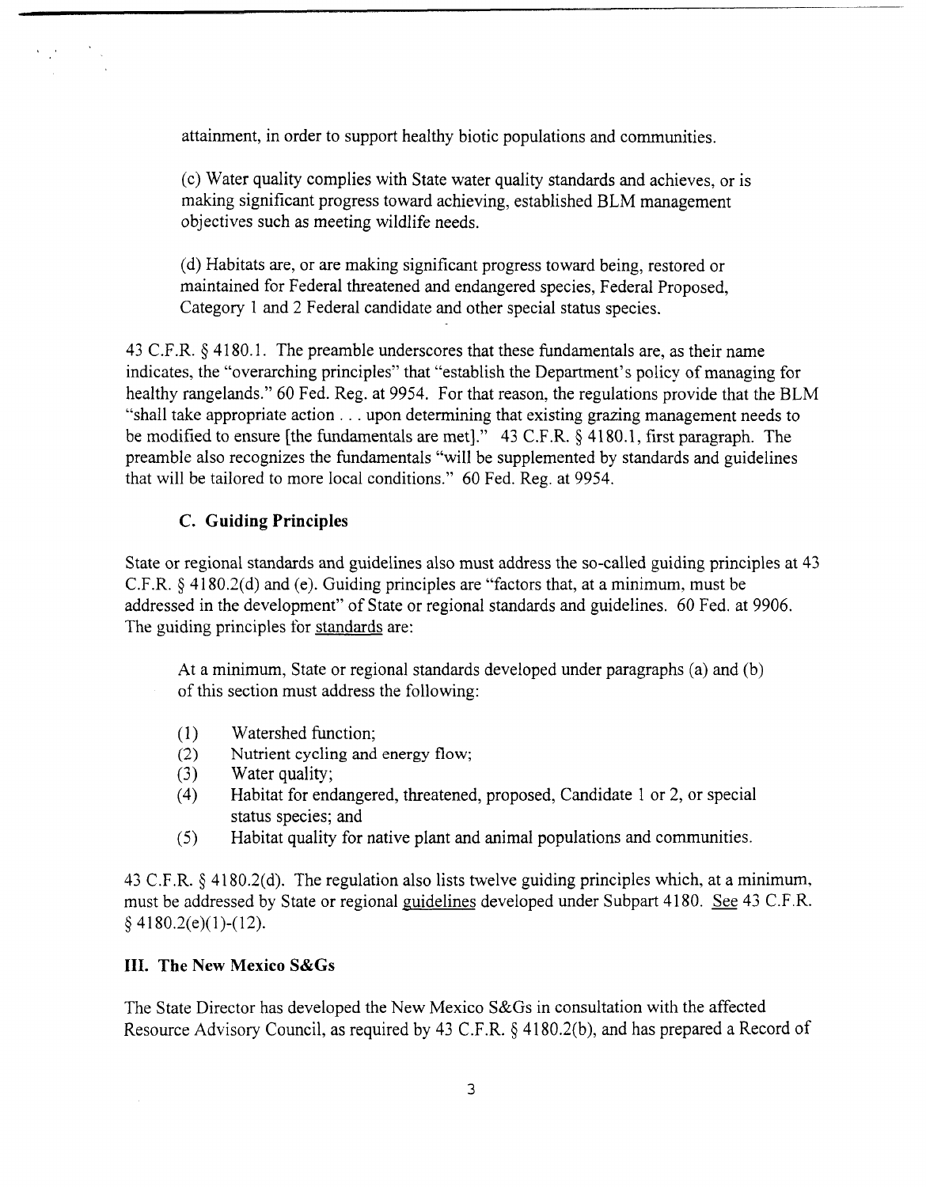attainment, in order to support healthy biotic populations and communities.

> (c) Water quality complies with State water quality standards and achieves, or is making significant progress toward achieving, established BLM management objectives such as meeting wildlife needs.
>
> (d) Habitats are, or are making significant progress toward being, restored or maintained for Federal threatened and endangered species, Federal Proposed, Category 1 and 2 Federal candidate and other special status species.

43 C.F.R. § 4180.1. The preamble underscores that these fundamentals are, as their name indicates, the "overarching principles" that "establish the Department's policy of managing for healthy rangelands." 60 Fed. Reg. at 9954. For that reason, the regulations provide that the BLM "shall take appropriate action . . . upon determining that existing grazing management needs to be modified to ensure [the fundamentals are met]." 43 C.F.R. § 4180.1, first paragraph. The preamble also recognizes the fundamentals "will be supplemented by standards and guidelines that will be tailored to more local conditions." 60 Fed. Reg. at 9954.

### C. Guiding Principles

State or regional standards and guidelines also must address the so-called guiding principles at 43 C.F.R. § 4180.2(d) and (e). Guiding principles are "factors that, at a minimum, must be addressed in the development" of State or regional standards and guidelines. 60 Fed. at 9906. The guiding principles for <u>standards</u> are:

> At a minimum, State or regional standards developed under paragraphs (a) and (b) of this section must address the following:
>
> (1) Watershed function;
> (2) Nutrient cycling and energy flow;
> (3) Water quality;
> (4) Habitat for endangered, threatened, proposed, Candidate 1 or 2, or special status species; and
> (5) Habitat quality for native plant and animal populations and communities.

43 C.F.R. § 4180.2(d). The regulation also lists twelve guiding principles which, at a minimum, must be addressed by State or regional <u>guidelines</u> developed under Subpart 4180. <u>See</u> 43 C.F.R. § 4180.2(e)(1)-(12).

## III. The New Mexico S&Gs

The State Director has developed the New Mexico S&Gs in consultation with the affected Resource Advisory Council, as required by 43 C.F.R. § 4180.2(b), and has prepared a Record of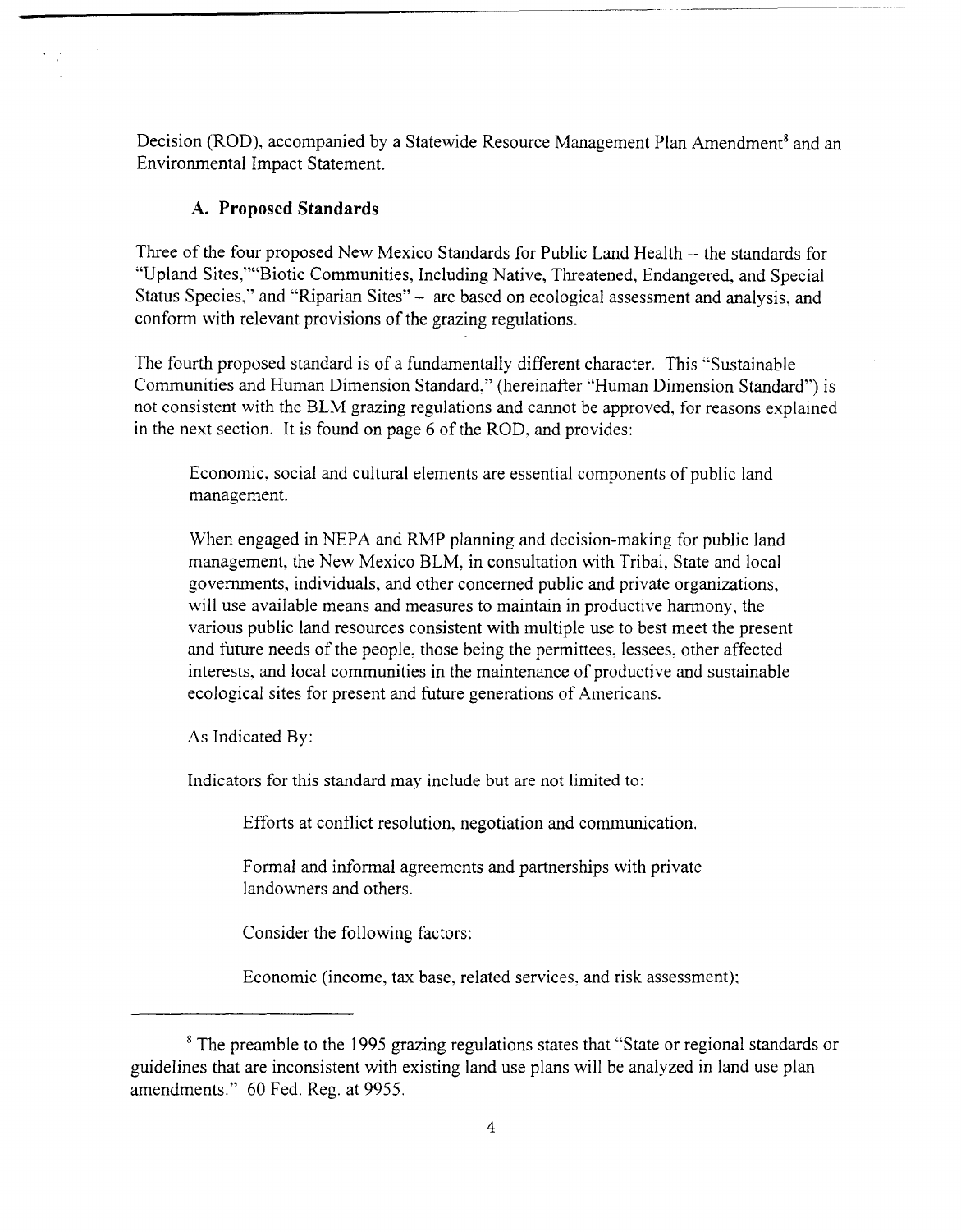Decision (ROD), accompanied by a Statewide Resource Management Plan Amendment[8] and an Environmental Impact Statement.

### A. Proposed Standards

Three of the four proposed New Mexico Standards for Public Land Health -- the standards for "Upland Sites,""Biotic Communities, Including Native, Threatened, Endangered, and Special Status Species," and "Riparian Sites" – are based on ecological assessment and analysis, and conform with relevant provisions of the grazing regulations.

The fourth proposed standard is of a fundamentally different character. This "Sustainable Communities and Human Dimension Standard," (hereinafter "Human Dimension Standard") is not consistent with the BLM grazing regulations and cannot be approved, for reasons explained in the next section. It is found on page 6 of the ROD, and provides:

> Economic, social and cultural elements are essential components of public land management.
>
> When engaged in NEPA and RMP planning and decision-making for public land management, the New Mexico BLM, in consultation with Tribal, State and local governments, individuals, and other concerned public and private organizations, will use available means and measures to maintain in productive harmony, the various public land resources consistent with multiple use to best meet the present and future needs of the people, those being the permittees, lessees, other affected interests, and local communities in the maintenance of productive and sustainable ecological sites for present and future generations of Americans.
>
> As Indicated By:
>
> Indicators for this standard may include but are not limited to:
>
> > Efforts at conflict resolution, negotiation and communication.
> >
> > Formal and informal agreements and partnerships with private landowners and others.
> >
> > Consider the following factors:
> >
> > Economic (income, tax base, related services, and risk assessment);

---

[8] The preamble to the 1995 grazing regulations states that "State or regional standards or guidelines that are inconsistent with existing land use plans will be analyzed in land use plan amendments." 60 Fed. Reg. at 9955.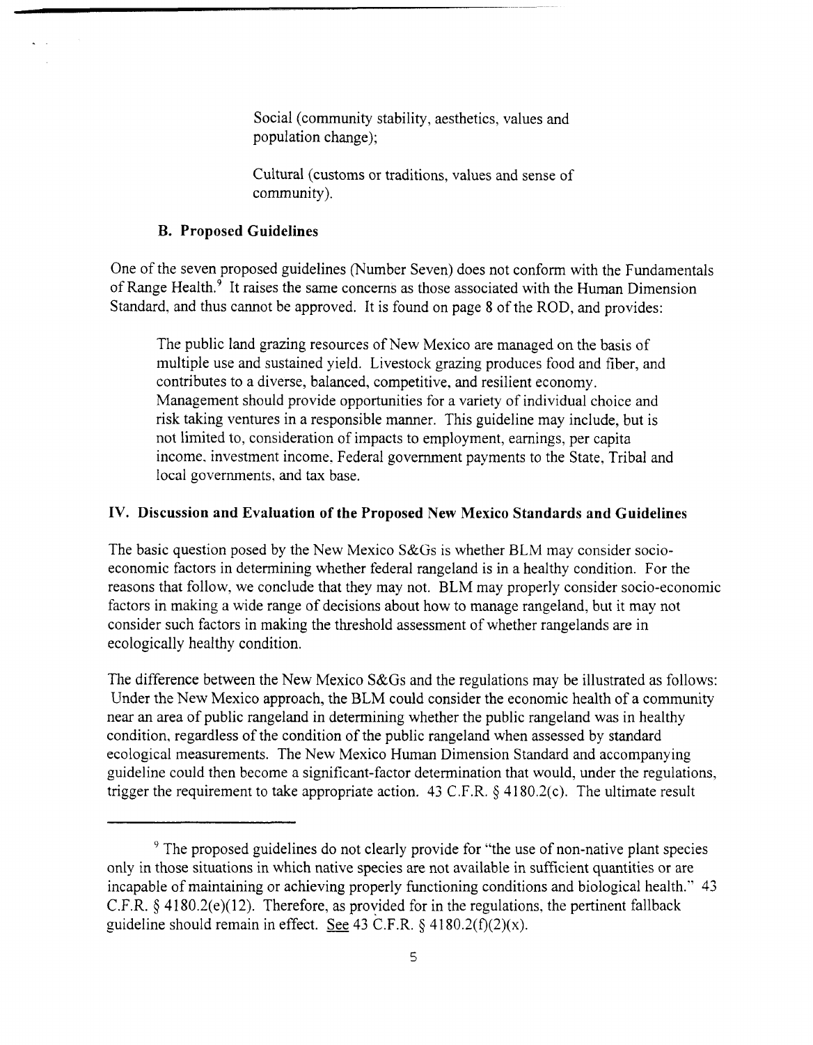Social (community stability, aesthetics, values and population change);

Cultural (customs or traditions, values and sense of community).

### B. Proposed Guidelines

One of the seven proposed guidelines (Number Seven) does not conform with the Fundamentals of Range Health.[9] It raises the same concerns as those associated with the Human Dimension Standard, and thus cannot be approved. It is found on page 8 of the ROD, and provides:

> The public land grazing resources of New Mexico are managed on the basis of multiple use and sustained yield. Livestock grazing produces food and fiber, and contributes to a diverse, balanced, competitive, and resilient economy. Management should provide opportunities for a variety of individual choice and risk taking ventures in a responsible manner. This guideline may include, but is not limited to, consideration of impacts to employment, earnings, per capita income, investment income, Federal government payments to the State, Tribal and local governments, and tax base.

## IV. Discussion and Evaluation of the Proposed New Mexico Standards and Guidelines

The basic question posed by the New Mexico S&Gs is whether BLM may consider socio-economic factors in determining whether federal rangeland is in a healthy condition. For the reasons that follow, we conclude that they may not. BLM may properly consider socio-economic factors in making a wide range of decisions about how to manage rangeland, but it may not consider such factors in making the threshold assessment of whether rangelands are in ecologically healthy condition.

The difference between the New Mexico S&Gs and the regulations may be illustrated as follows: Under the New Mexico approach, the BLM could consider the economic health of a community near an area of public rangeland in determining whether the public rangeland was in healthy condition, regardless of the condition of the public rangeland when assessed by standard ecological measurements. The New Mexico Human Dimension Standard and accompanying guideline could then become a significant-factor determination that would, under the regulations, trigger the requirement to take appropriate action. 43 C.F.R. § 4180.2(c). The ultimate result

---

[9] The proposed guidelines do not clearly provide for "the use of non-native plant species only in those situations in which native species are not available in sufficient quantities or are incapable of maintaining or achieving properly functioning conditions and biological health." 43 C.F.R. § 4180.2(e)(12). Therefore, as provided for in the regulations, the pertinent fallback guideline should remain in effect. See 43 C.F.R. § 4180.2(f)(2)(x).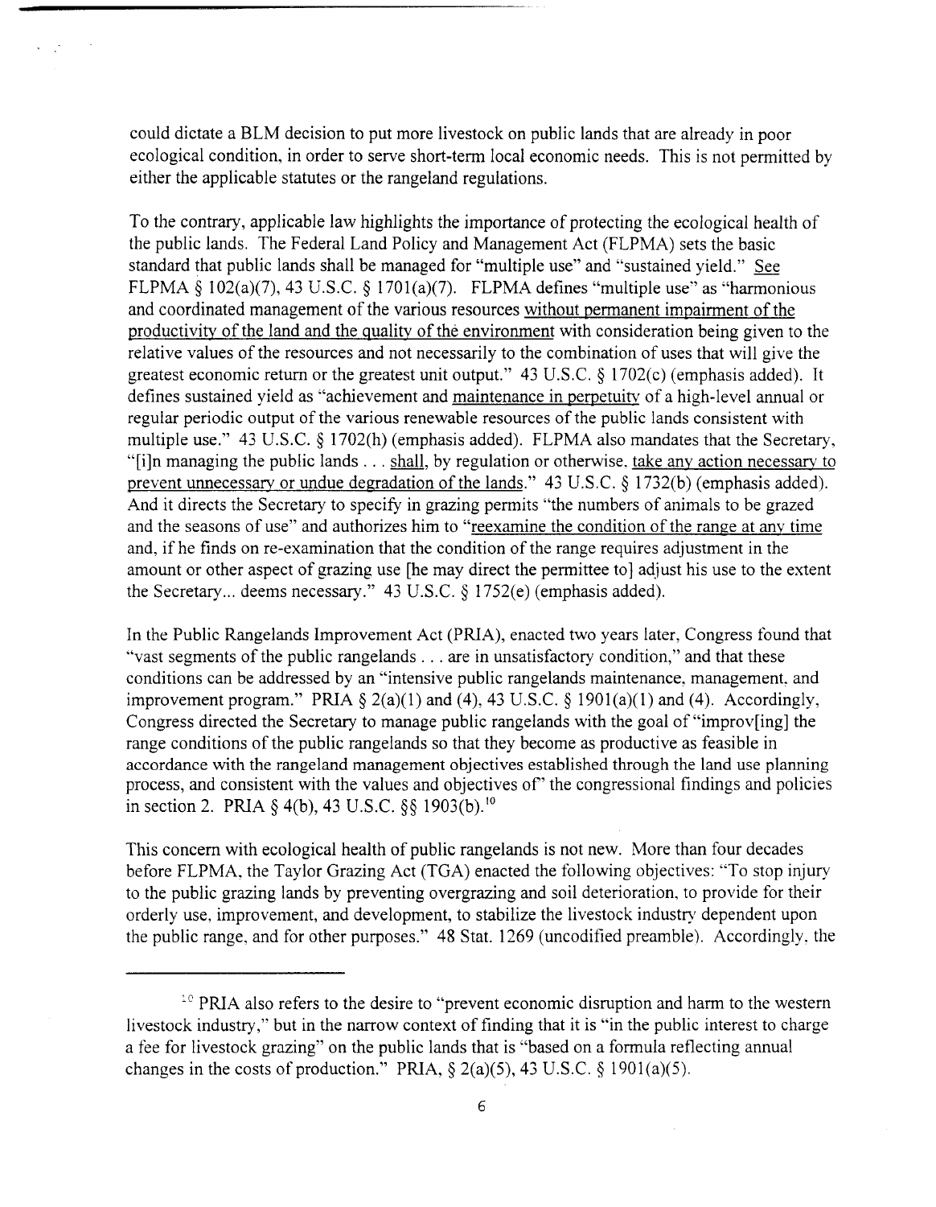could dictate a BLM decision to put more livestock on public lands that are already in poor ecological condition, in order to serve short-term local economic needs. This is not permitted by either the applicable statutes or the rangeland regulations.

To the contrary, applicable law highlights the importance of protecting the ecological health of the public lands. The Federal Land Policy and Management Act (FLPMA) sets the basic standard that public lands shall be managed for "multiple use" and "sustained yield." See FLPMA § 102(a)(7), 43 U.S.C. § 1701(a)(7). FLPMA defines "multiple use" as "harmonious and coordinated management of the various resources without permanent impairment of the productivity of the land and the quality of the environment with consideration being given to the relative values of the resources and not necessarily to the combination of uses that will give the greatest economic return or the greatest unit output." 43 U.S.C. § 1702(c) (emphasis added). It defines sustained yield as "achievement and maintenance in perpetuity of a high-level annual or regular periodic output of the various renewable resources of the public lands consistent with multiple use." 43 U.S.C. § 1702(h) (emphasis added). FLPMA also mandates that the Secretary, "[i]n managing the public lands . . . shall, by regulation or otherwise, take any action necessary to prevent unnecessary or undue degradation of the lands." 43 U.S.C. § 1732(b) (emphasis added). And it directs the Secretary to specify in grazing permits "the numbers of animals to be grazed and the seasons of use" and authorizes him to "reexamine the condition of the range at any time and, if he finds on re-examination that the condition of the range requires adjustment in the amount or other aspect of grazing use [he may direct the permittee to] adjust his use to the extent the Secretary... deems necessary." 43 U.S.C. § 1752(e) (emphasis added).

In the Public Rangelands Improvement Act (PRIA), enacted two years later, Congress found that "vast segments of the public rangelands . . . are in unsatisfactory condition," and that these conditions can be addressed by an "intensive public rangelands maintenance, management, and improvement program." PRIA § 2(a)(1) and (4), 43 U.S.C. § 1901(a)(1) and (4). Accordingly, Congress directed the Secretary to manage public rangelands with the goal of "improv[ing] the range conditions of the public rangelands so that they become as productive as feasible in accordance with the rangeland management objectives established through the land use planning process, and consistent with the values and objectives of" the congressional findings and policies in section 2. PRIA § 4(b), 43 U.S.C. §§ 1903(b).[10]

This concern with ecological health of public rangelands is not new. More than four decades before FLPMA, the Taylor Grazing Act (TGA) enacted the following objectives: "To stop injury to the public grazing lands by preventing overgrazing and soil deterioration, to provide for their orderly use, improvement, and development, to stabilize the livestock industry dependent upon the public range, and for other purposes." 48 Stat. 1269 (uncodified preamble). Accordingly, the

---

[10] PRIA also refers to the desire to "prevent economic disruption and harm to the western livestock industry," but in the narrow context of finding that it is "in the public interest to charge a fee for livestock grazing" on the public lands that is "based on a formula reflecting annual changes in the costs of production." PRIA, § 2(a)(5), 43 U.S.C. § 1901(a)(5).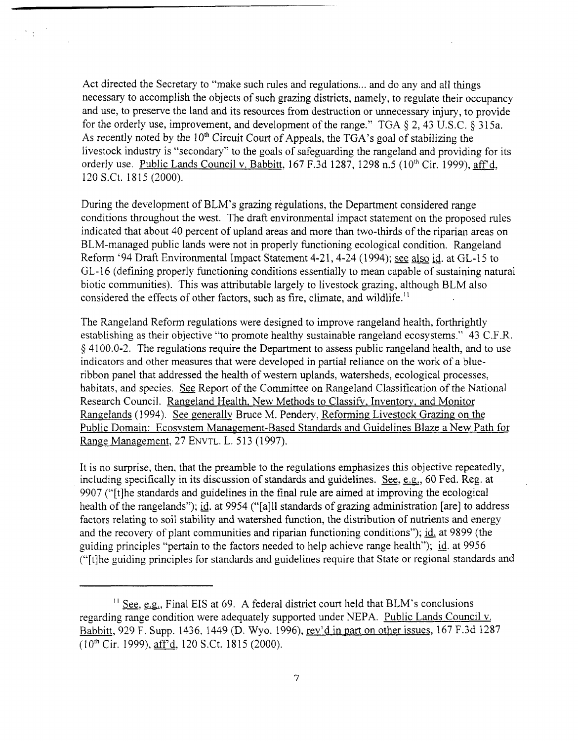Act directed the Secretary to "make such rules and regulations... and do any and all things necessary to accomplish the objects of such grazing districts, namely, to regulate their occupancy and use, to preserve the land and its resources from destruction or unnecessary injury, to provide for the orderly use, improvement, and development of the range." TGA § 2, 43 U.S.C. § 315a. As recently noted by the 10th Circuit Court of Appeals, the TGA's goal of stabilizing the livestock industry is "secondary" to the goals of safeguarding the rangeland and providing for its orderly use. Public Lands Council v. Babbitt, 167 F.3d 1287, 1298 n.5 (10th Cir. 1999), aff'd, 120 S.Ct. 1815 (2000).

During the development of BLM's grazing regulations, the Department considered range conditions throughout the west. The draft environmental impact statement on the proposed rules indicated that about 40 percent of upland areas and more than two-thirds of the riparian areas on BLM-managed public lands were not in properly functioning ecological condition. Rangeland Reform '94 Draft Environmental Impact Statement 4-21, 4-24 (1994); see also id. at GL-15 to GL-16 (defining properly functioning conditions essentially to mean capable of sustaining natural biotic communities). This was attributable largely to livestock grazing, although BLM also considered the effects of other factors, such as fire, climate, and wildlife.[11]

The Rangeland Reform regulations were designed to improve rangeland health, forthrightly establishing as their objective "to promote healthy sustainable rangeland ecosystems." 43 C.F.R. § 4100.0-2. The regulations require the Department to assess public rangeland health, and to use indicators and other measures that were developed in partial reliance on the work of a blue-ribbon panel that addressed the health of western uplands, watersheds, ecological processes, habitats, and species. See Report of the Committee on Rangeland Classification of the National Research Council. Rangeland Health, New Methods to Classify, Inventory, and Monitor Rangelands (1994). See generally Bruce M. Pendery, Reforming Livestock Grazing on the Public Domain: Ecosystem Management-Based Standards and Guidelines Blaze a New Path for Range Management, 27 ENVTL. L. 513 (1997).

It is no surprise, then, that the preamble to the regulations emphasizes this objective repeatedly, including specifically in its discussion of standards and guidelines. See, e.g., 60 Fed. Reg. at 9907 ("[t]he standards and guidelines in the final rule are aimed at improving the ecological health of the rangelands"); id. at 9954 ("[a]ll standards of grazing administration [are] to address factors relating to soil stability and watershed function, the distribution of nutrients and energy and the recovery of plant communities and riparian functioning conditions"); id. at 9899 (the guiding principles "pertain to the factors needed to help achieve range health"); id. at 9956 ("[t]he guiding principles for standards and guidelines require that State or regional standards and

---

[11] See, e.g., Final EIS at 69. A federal district court held that BLM's conclusions regarding range condition were adequately supported under NEPA. Public Lands Council v. Babbitt, 929 F. Supp. 1436, 1449 (D. Wyo. 1996), rev'd in part on other issues, 167 F.3d 1287 (10th Cir. 1999), aff'd, 120 S.Ct. 1815 (2000).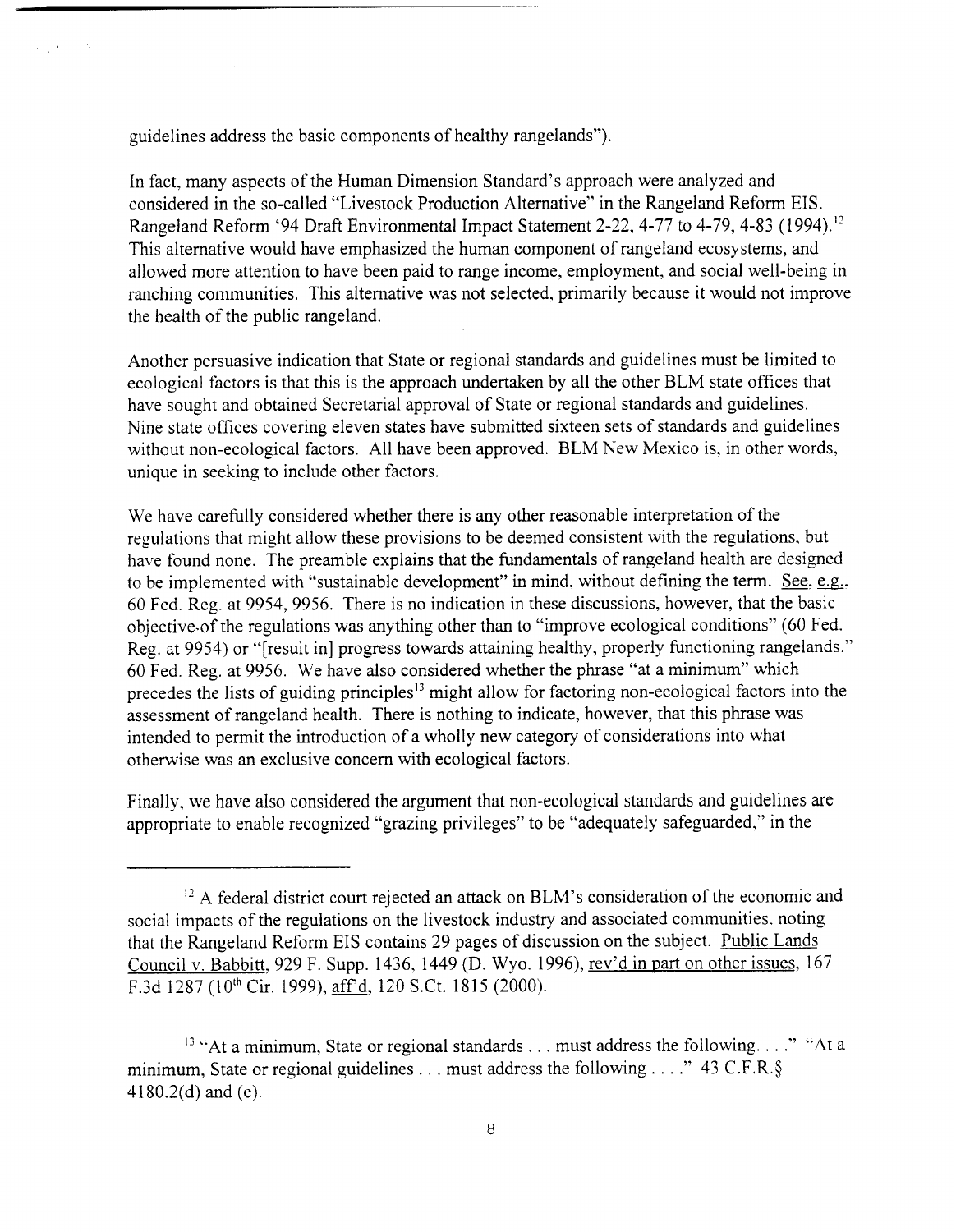guidelines address the basic components of healthy rangelands").

In fact, many aspects of the Human Dimension Standard's approach were analyzed and considered in the so-called "Livestock Production Alternative" in the Rangeland Reform EIS. Rangeland Reform '94 Draft Environmental Impact Statement 2-22, 4-77 to 4-79, 4-83 (1994).[12] This alternative would have emphasized the human component of rangeland ecosystems, and allowed more attention to have been paid to range income, employment, and social well-being in ranching communities. This alternative was not selected, primarily because it would not improve the health of the public rangeland.

Another persuasive indication that State or regional standards and guidelines must be limited to ecological factors is that this is the approach undertaken by all the other BLM state offices that have sought and obtained Secretarial approval of State or regional standards and guidelines. Nine state offices covering eleven states have submitted sixteen sets of standards and guidelines without non-ecological factors. All have been approved. BLM New Mexico is, in other words, unique in seeking to include other factors.

We have carefully considered whether there is any other reasonable interpretation of the regulations that might allow these provisions to be deemed consistent with the regulations, but have found none. The preamble explains that the fundamentals of rangeland health are designed to be implemented with "sustainable development" in mind, without defining the term. See, e.g., 60 Fed. Reg. at 9954, 9956. There is no indication in these discussions, however, that the basic objective of the regulations was anything other than to "improve ecological conditions" (60 Fed. Reg. at 9954) or "[result in] progress towards attaining healthy, properly functioning rangelands." 60 Fed. Reg. at 9956. We have also considered whether the phrase "at a minimum" which precedes the lists of guiding principles[13] might allow for factoring non-ecological factors into the assessment of rangeland health. There is nothing to indicate, however, that this phrase was intended to permit the introduction of a wholly new category of considerations into what otherwise was an exclusive concern with ecological factors.

Finally, we have also considered the argument that non-ecological standards and guidelines are appropriate to enable recognized "grazing privileges" to be "adequately safeguarded," in the

---

[12] A federal district court rejected an attack on BLM's consideration of the economic and social impacts of the regulations on the livestock industry and associated communities, noting that the Rangeland Reform EIS contains 29 pages of discussion on the subject. Public Lands Council v. Babbitt, 929 F. Supp. 1436, 1449 (D. Wyo. 1996), rev'd in part on other issues, 167 F.3d 1287 (10th Cir. 1999), aff'd, 120 S.Ct. 1815 (2000).

[13] "At a minimum, State or regional standards . . . must address the following. . . ." "At a minimum, State or regional guidelines . . . must address the following . . . ." 43 C.F.R.§ 4180.2(d) and (e).